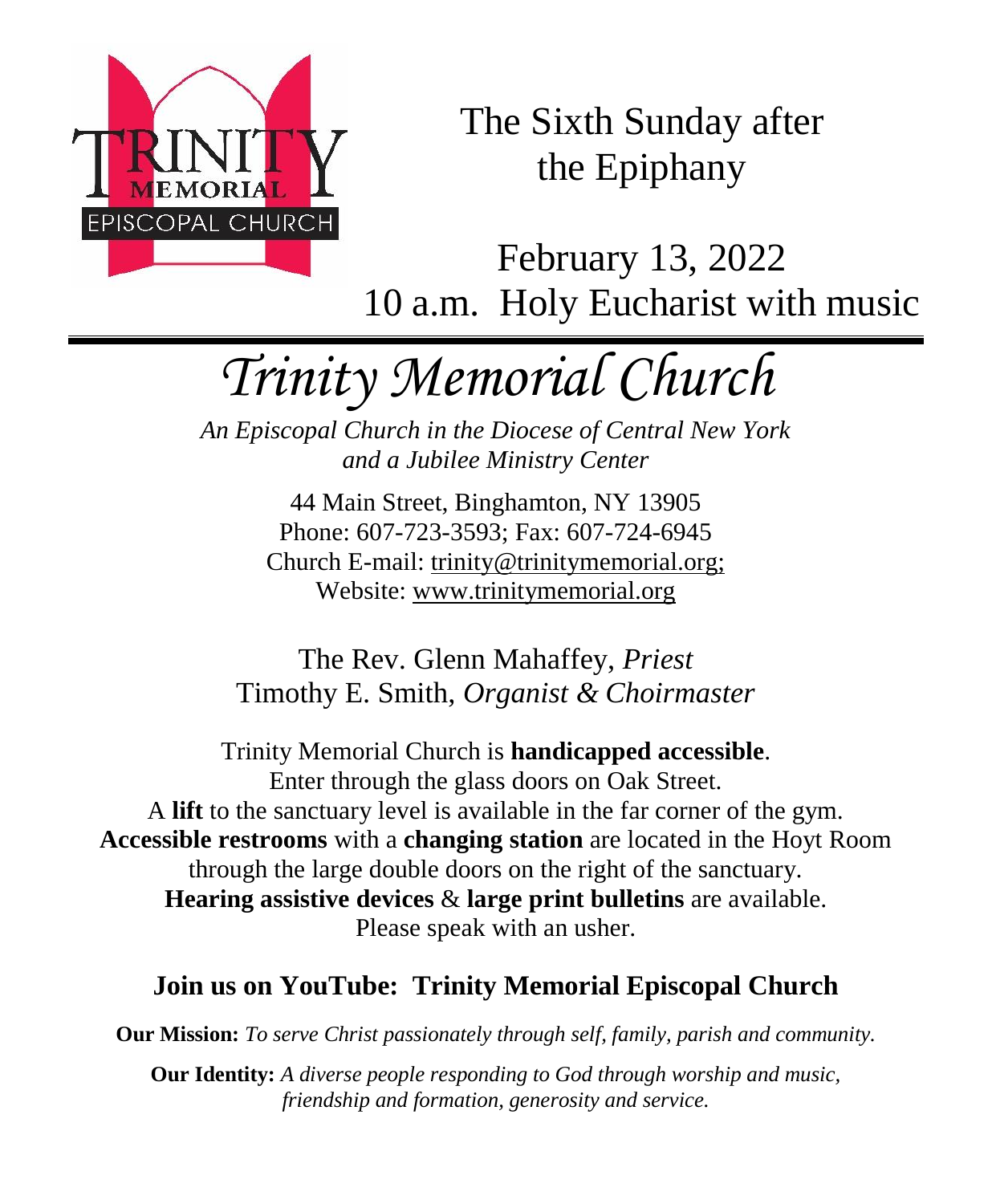TRINITY MEMORIAL EPISCOPAL CHURCH

# The Sixth Sunday after the Epiphany

February 13, 2022
10 a.m. Holy Eucharist with music

# *Trinity Memorial Church*

*An Episcopal Church in the Diocese of Central New York and a Jubilee Ministry Center*

44 Main Street, Binghamton, NY 13905
Phone: 607-723-3593; Fax: 607-724-6945
Church E-mail: trinity@trinitymemorial.org;
Website: www.trinitymemorial.org

The Rev. Glenn Mahaffey, *Priest*
Timothy E. Smith, *Organist & Choirmaster*

Trinity Memorial Church is **handicapped accessible**.
Enter through the glass doors on Oak Street.
A **lift** to the sanctuary level is available in the far corner of the gym.
**Accessible restrooms** with a **changing station** are located in the Hoyt Room through the large double doors on the right of the sanctuary.
**Hearing assistive devices** & **large print bulletins** are available.
Please speak with an usher.

## Join us on YouTube: Trinity Memorial Episcopal Church

**Our Mission:** *To serve Christ passionately through self, family, parish and community.*

**Our Identity:** *A diverse people responding to God through worship and music, friendship and formation, generosity and service.*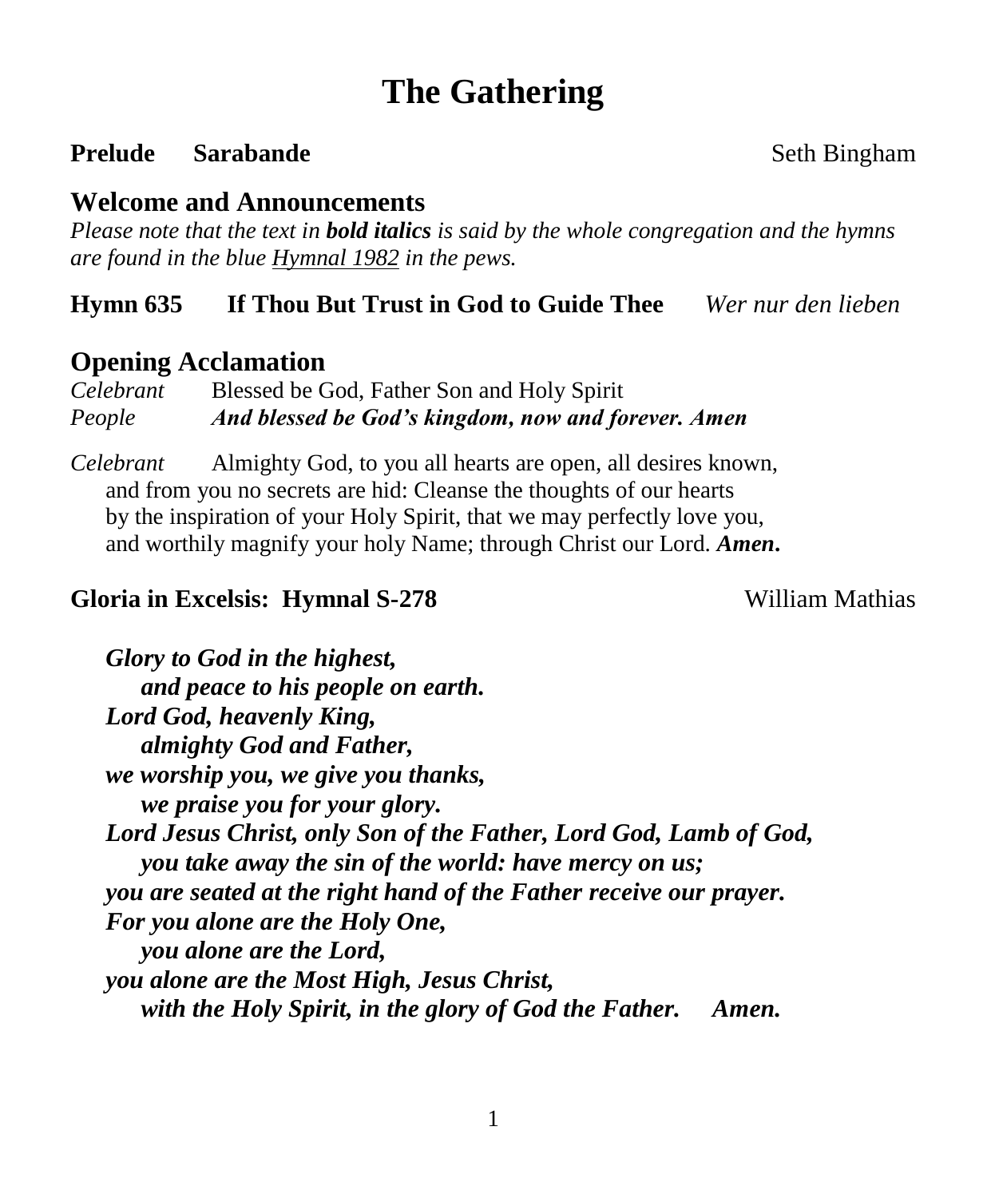# The Gathering

**Prelude Sarabande** Seth Bingham

## Welcome and Announcements

*Please note that the text in* ***bold italics*** *is said by the whole congregation and the hymns are found in the blue Hymnal 1982 in the pews.*

**Hymn 635 If Thou But Trust in God to Guide Thee** *Wer nur den lieben*

## Opening Acclamation

*Celebrant* Blessed be God, Father Son and Holy Spirit
*People* ***And blessed be God's kingdom, now and forever. Amen***

*Celebrant* Almighty God, to you all hearts are open, all desires known, and from you no secrets are hid: Cleanse the thoughts of our hearts by the inspiration of your Holy Spirit, that we may perfectly love you, and worthily magnify your holy Name; through Christ our Lord. ***Amen.***

**Gloria in Excelsis: Hymnal S-278** William Mathias

***Glory to God in the highest,***
***and peace to his people on earth.***
***Lord God, heavenly King,***
***almighty God and Father,***
***we worship you, we give you thanks,***
***we praise you for your glory.***
***Lord Jesus Christ, only Son of the Father, Lord God, Lamb of God,***
***you take away the sin of the world: have mercy on us;***
***you are seated at the right hand of the Father receive our prayer.***
***For you alone are the Holy One,***
***you alone are the Lord,***
***you alone are the Most High, Jesus Christ,***
***with the Holy Spirit, in the glory of God the Father. Amen.***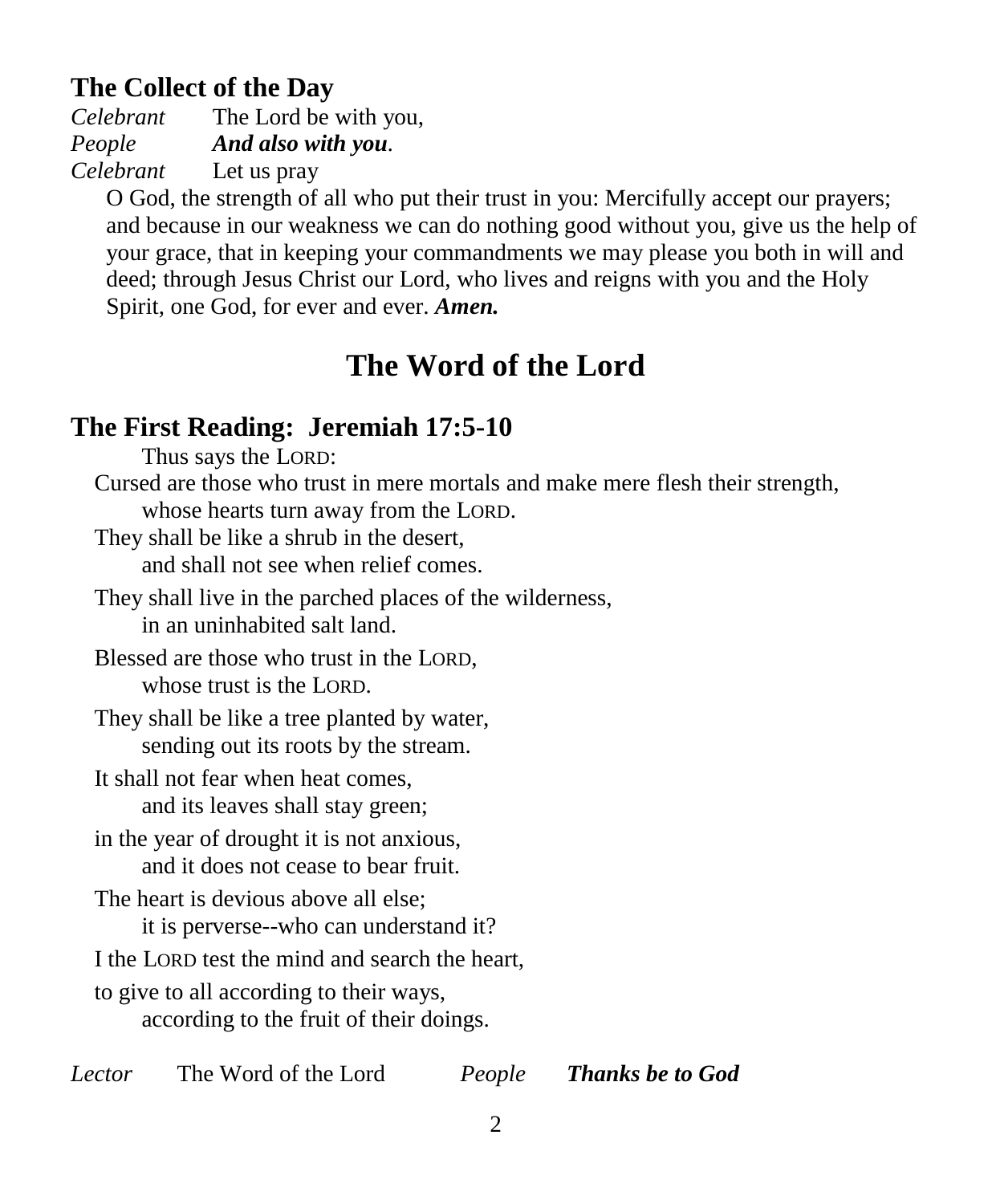## The Collect of the Day

*Celebrant* The Lord be with you,
*People* ***And also with you*.**
*Celebrant* Let us pray

O God, the strength of all who put their trust in you: Mercifully accept our prayers; and because in our weakness we can do nothing good without you, give us the help of your grace, that in keeping your commandments we may please you both in will and deed; through Jesus Christ our Lord, who lives and reigns with you and the Holy Spirit, one God, for ever and ever. ***Amen.***

# The Word of the Lord

## The First Reading: Jeremiah 17:5-10

Thus says the LORD:
Cursed are those who trust in mere mortals and make mere flesh their strength,
whose hearts turn away from the LORD.
They shall be like a shrub in the desert,
and shall not see when relief comes.

They shall live in the parched places of the wilderness,
in an uninhabited salt land.

Blessed are those who trust in the LORD,
whose trust is the LORD.

They shall be like a tree planted by water,
sending out its roots by the stream.

It shall not fear when heat comes,
and its leaves shall stay green;

in the year of drought it is not anxious,
and it does not cease to bear fruit.

The heart is devious above all else;
it is perverse--who can understand it?

I the LORD test the mind and search the heart,

to give to all according to their ways,
according to the fruit of their doings.

*Lector* The Word of the Lord *People* ***Thanks be to God***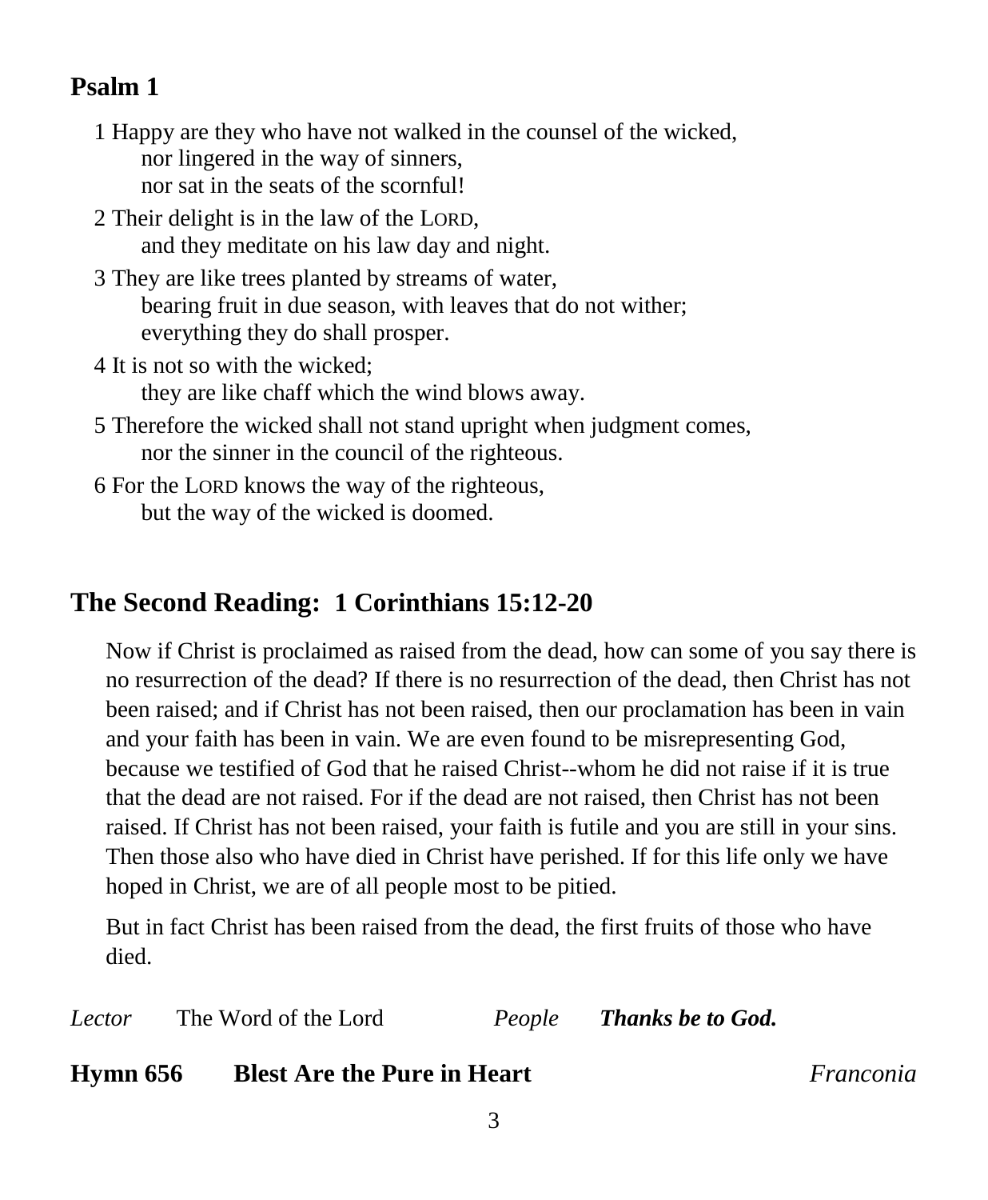## Psalm 1

1 Happy are they who have not walked in the counsel of the wicked,
  nor lingered in the way of sinners,
  nor sat in the seats of the scornful!

2 Their delight is in the law of the LORD,
  and they meditate on his law day and night.

3 They are like trees planted by streams of water,
  bearing fruit in due season, with leaves that do not wither;
  everything they do shall prosper.

4 It is not so with the wicked;
  they are like chaff which the wind blows away.

5 Therefore the wicked shall not stand upright when judgment comes,
  nor the sinner in the council of the righteous.

6 For the LORD knows the way of the righteous,
  but the way of the wicked is doomed.

## The Second Reading: 1 Corinthians 15:12-20

Now if Christ is proclaimed as raised from the dead, how can some of you say there is no resurrection of the dead? If there is no resurrection of the dead, then Christ has not been raised; and if Christ has not been raised, then our proclamation has been in vain and your faith has been in vain. We are even found to be misrepresenting God, because we testified of God that he raised Christ--whom he did not raise if it is true that the dead are not raised. For if the dead are not raised, then Christ has not been raised. If Christ has not been raised, your faith is futile and you are still in your sins. Then those also who have died in Christ have perished. If for this life only we have hoped in Christ, we are of all people most to be pitied.

But in fact Christ has been raised from the dead, the first fruits of those who have died.

*Lector* The Word of the Lord *People* ***Thanks be to God.***

**Hymn 656 Blest Are the Pure in Heart** *Franconia*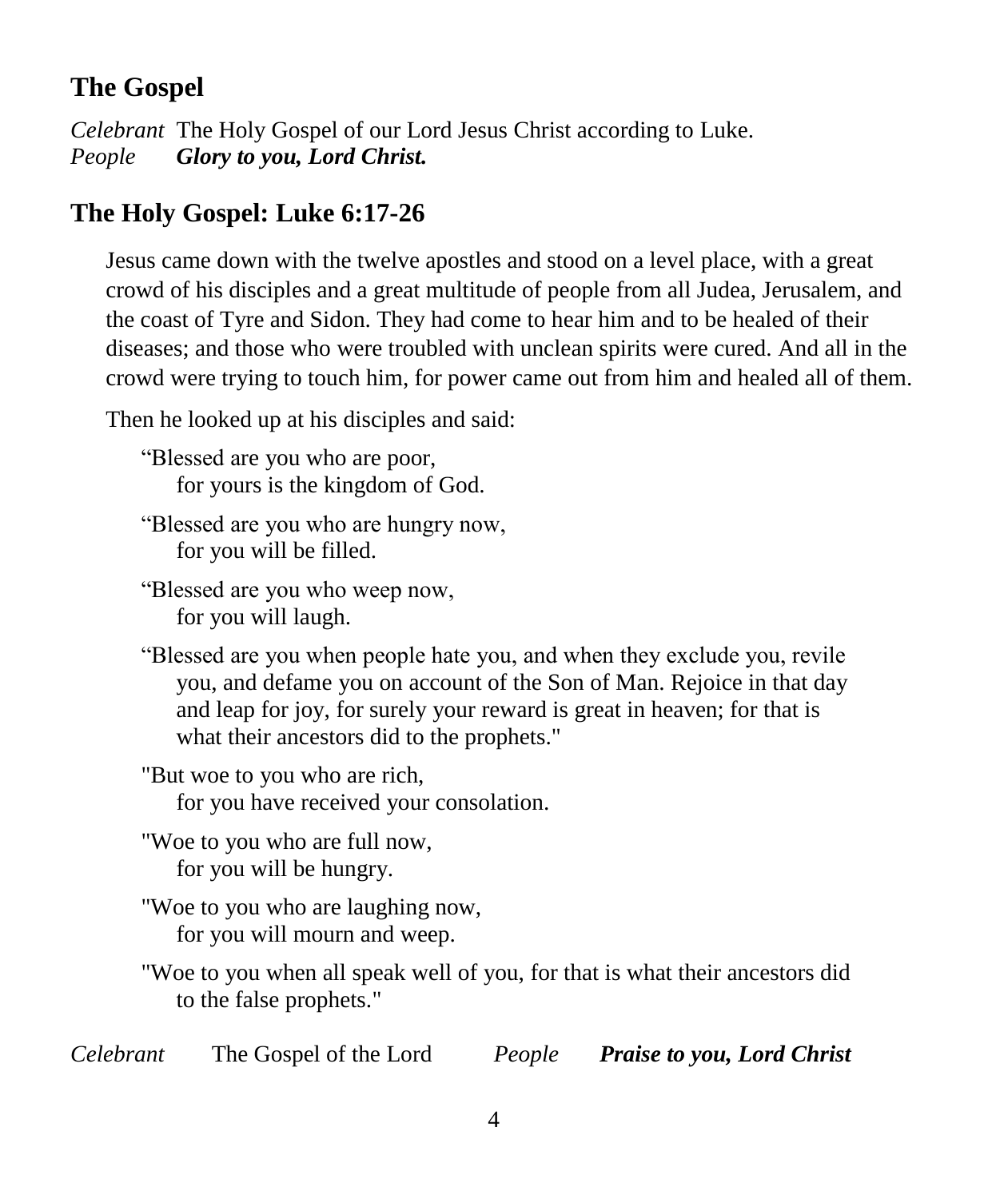## The Gospel

*Celebrant* The Holy Gospel of our Lord Jesus Christ according to Luke.
*People* ***Glory to you, Lord Christ.***

## The Holy Gospel: Luke 6:17-26

Jesus came down with the twelve apostles and stood on a level place, with a great crowd of his disciples and a great multitude of people from all Judea, Jerusalem, and the coast of Tyre and Sidon. They had come to hear him and to be healed of their diseases; and those who were troubled with unclean spirits were cured. And all in the crowd were trying to touch him, for power came out from him and healed all of them.

Then he looked up at his disciples and said:

"Blessed are you who are poor,
for yours is the kingdom of God.

"Blessed are you who are hungry now,
for you will be filled.

"Blessed are you who weep now,
for you will laugh.

"Blessed are you when people hate you, and when they exclude you, revile you, and defame you on account of the Son of Man. Rejoice in that day and leap for joy, for surely your reward is great in heaven; for that is what their ancestors did to the prophets."

"But woe to you who are rich,
for you have received your consolation.

"Woe to you who are full now,
for you will be hungry.

"Woe to you who are laughing now,
for you will mourn and weep.

"Woe to you when all speak well of you, for that is what their ancestors did to the false prophets."

*Celebrant* The Gospel of the Lord *People* ***Praise to you, Lord Christ***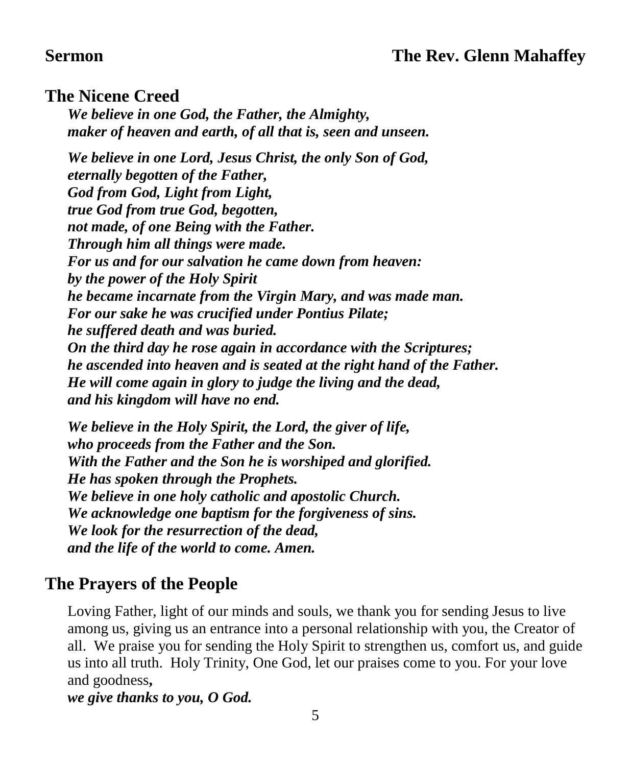**Sermon** **The Rev. Glenn Mahaffey**

## The Nicene Creed

***We believe in one God, the Father, the Almighty,***
***maker of heaven and earth, of all that is, seen and unseen.***

***We believe in one Lord, Jesus Christ, the only Son of God,***
***eternally begotten of the Father,***
***God from God, Light from Light,***
***true God from true God, begotten,***
***not made, of one Being with the Father.***
***Through him all things were made.***
***For us and for our salvation he came down from heaven:***
***by the power of the Holy Spirit***
***he became incarnate from the Virgin Mary, and was made man.***
***For our sake he was crucified under Pontius Pilate;***
***he suffered death and was buried.***
***On the third day he rose again in accordance with the Scriptures;***
***he ascended into heaven and is seated at the right hand of the Father.***
***He will come again in glory to judge the living and the dead,***
***and his kingdom will have no end.***

***We believe in the Holy Spirit, the Lord, the giver of life,***
***who proceeds from the Father and the Son.***
***With the Father and the Son he is worshiped and glorified.***
***He has spoken through the Prophets.***
***We believe in one holy catholic and apostolic Church.***
***We acknowledge one baptism for the forgiveness of sins.***
***We look for the resurrection of the dead,***
***and the life of the world to come. Amen.***

## The Prayers of the People

Loving Father, light of our minds and souls, we thank you for sending Jesus to live among us, giving us an entrance into a personal relationship with you, the Creator of all. We praise you for sending the Holy Spirit to strengthen us, comfort us, and guide us into all truth. Holy Trinity, One God, let our praises come to you. For your love and goodness**,**
***we give thanks to you, O God.***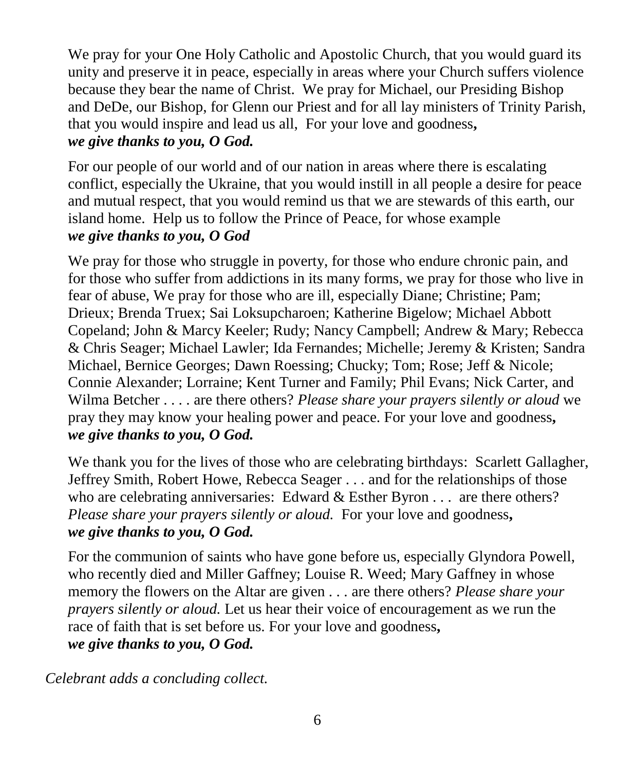We pray for your One Holy Catholic and Apostolic Church, that you would guard its unity and preserve it in peace, especially in areas where your Church suffers violence because they bear the name of Christ. We pray for Michael, our Presiding Bishop and DeDe, our Bishop, for Glenn our Priest and for all lay ministers of Trinity Parish, that you would inspire and lead us all, For your love and goodness**,**
***we give thanks to you, O God.***

For our people of our world and of our nation in areas where there is escalating conflict, especially the Ukraine, that you would instill in all people a desire for peace and mutual respect, that you would remind us that we are stewards of this earth, our island home. Help us to follow the Prince of Peace, for whose example
***we give thanks to you, O God***

We pray for those who struggle in poverty, for those who endure chronic pain, and for those who suffer from addictions in its many forms, we pray for those who live in fear of abuse, We pray for those who are ill, especially Diane; Christine; Pam; Drieux; Brenda Truex; Sai Loksupcharoen; Katherine Bigelow; Michael Abbott Copeland; John & Marcy Keeler; Rudy; Nancy Campbell; Andrew & Mary; Rebecca & Chris Seager; Michael Lawler; Ida Fernandes; Michelle; Jeremy & Kristen; Sandra Michael, Bernice Georges; Dawn Roessing; Chucky; Tom; Rose; Jeff & Nicole; Connie Alexander; Lorraine; Kent Turner and Family; Phil Evans; Nick Carter, and Wilma Betcher . . . . are there others? *Please share your prayers silently or aloud* we pray they may know your healing power and peace. For your love and goodness**,**
***we give thanks to you, O God.***

We thank you for the lives of those who are celebrating birthdays: Scarlett Gallagher, Jeffrey Smith, Robert Howe, Rebecca Seager . . . and for the relationships of those who are celebrating anniversaries: Edward & Esther Byron . . . are there others? *Please share your prayers silently or aloud.* For your love and goodness**,**
***we give thanks to you, O God.***

For the communion of saints who have gone before us, especially Glyndora Powell, who recently died and Miller Gaffney; Louise R. Weed; Mary Gaffney in whose memory the flowers on the Altar are given . . . are there others? *Please share your prayers silently or aloud.* Let us hear their voice of encouragement as we run the race of faith that is set before us. For your love and goodness**,**
***we give thanks to you, O God.***

*Celebrant adds a concluding collect.*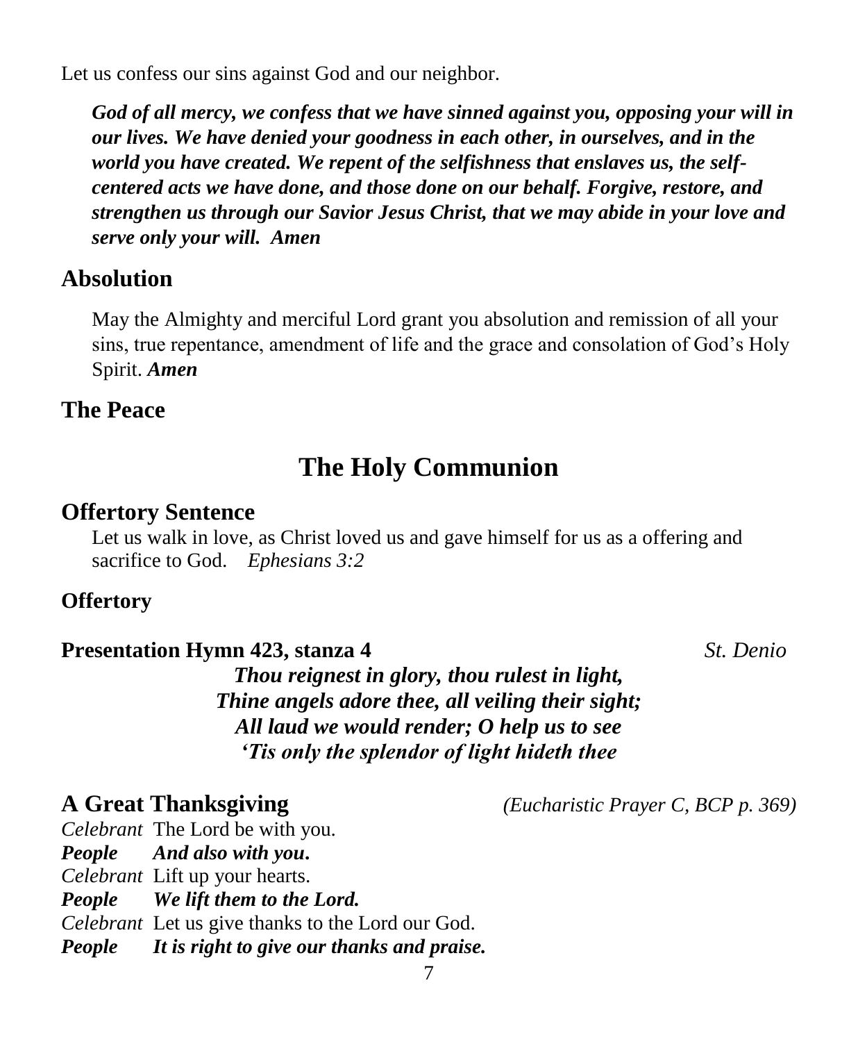Let us confess our sins against God and our neighbor.

> ***God of all mercy, we confess that we have sinned against you, opposing your will in our lives. We have denied your goodness in each other, in ourselves, and in the world you have created. We repent of the selfishness that enslaves us, the self-centered acts we have done, and those done on our behalf. Forgive, restore, and strengthen us through our Savior Jesus Christ, that we may abide in your love and serve only your will. Amen***

## Absolution

May the Almighty and merciful Lord grant you absolution and remission of all your sins, true repentance, amendment of life and the grace and consolation of God's Holy Spirit. ***Amen***

## The Peace

# The Holy Communion

## Offertory Sentence

Let us walk in love, as Christ loved us and gave himself for us as a offering and sacrifice to God. *Ephesians 3:2*

### Offertory

### Presentation Hymn 423, stanza 4 *St. Denio*

***Thou reignest in glory, thou rulest in light,***
***Thine angels adore thee, all veiling their sight;***
***All laud we would render; O help us to see***
***'Tis only the splendor of light hideth thee***

## A Great Thanksgiving *(Eucharistic Prayer C, BCP p. 369)*

*Celebrant* The Lord be with you.
***People And also with you.***
*Celebrant* Lift up your hearts.
***People We lift them to the Lord.***
*Celebrant* Let us give thanks to the Lord our God.
***People It is right to give our thanks and praise.***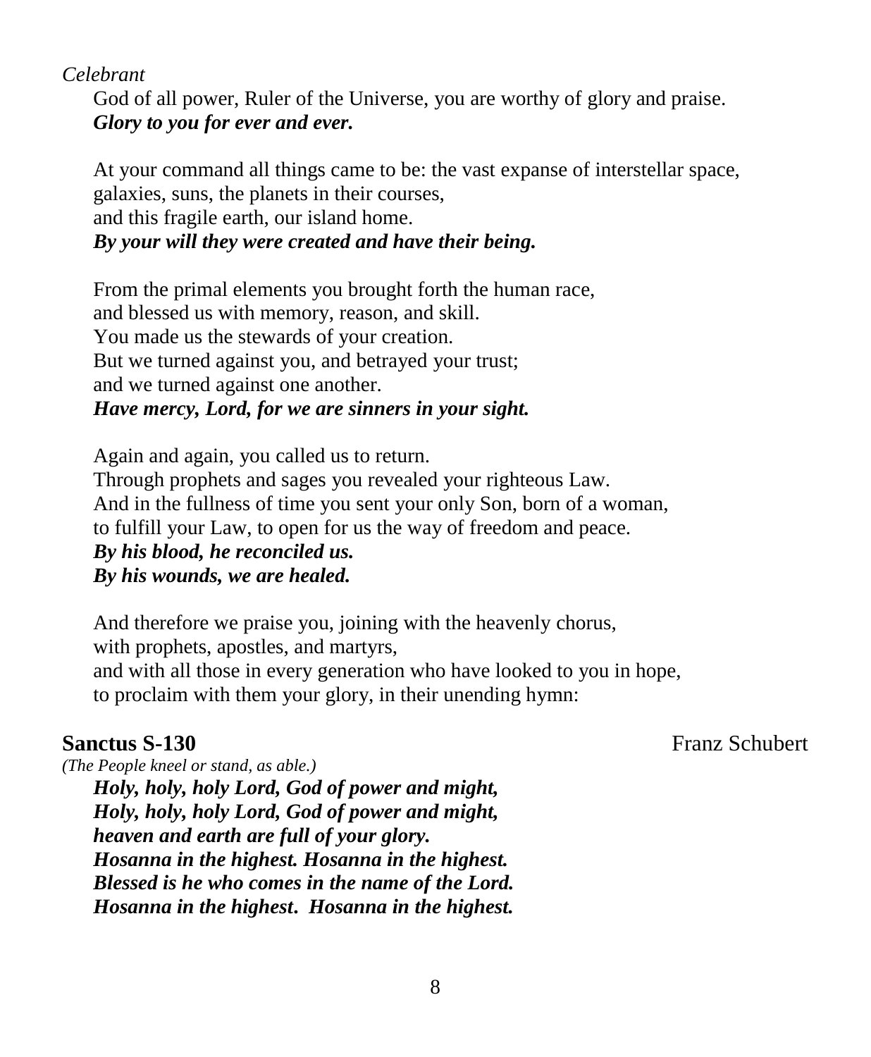*Celebrant*

God of all power, Ruler of the Universe, you are worthy of glory and praise.
***Glory to you for ever and ever.***

At your command all things came to be: the vast expanse of interstellar space,
galaxies, suns, the planets in their courses,
and this fragile earth, our island home.
***By your will they were created and have their being.***

From the primal elements you brought forth the human race,
and blessed us with memory, reason, and skill.
You made us the stewards of your creation.
But we turned against you, and betrayed your trust;
and we turned against one another.
***Have mercy, Lord, for we are sinners in your sight.***

Again and again, you called us to return.
Through prophets and sages you revealed your righteous Law.
And in the fullness of time you sent your only Son, born of a woman,
to fulfill your Law, to open for us the way of freedom and peace.
***By his blood, he reconciled us.***
***By his wounds, we are healed.***

And therefore we praise you, joining with the heavenly chorus,
with prophets, apostles, and martyrs,
and with all those in every generation who have looked to you in hope,
to proclaim with them your glory, in their unending hymn:

**Sanctus S-130** Franz Schubert

*(The People kneel or stand, as able.)*

***Holy, holy, holy Lord, God of power and might,***
***Holy, holy, holy Lord, God of power and might,***
***heaven and earth are full of your glory.***
***Hosanna in the highest. Hosanna in the highest.***
***Blessed is he who comes in the name of the Lord.***
***Hosanna in the highest. Hosanna in the highest.***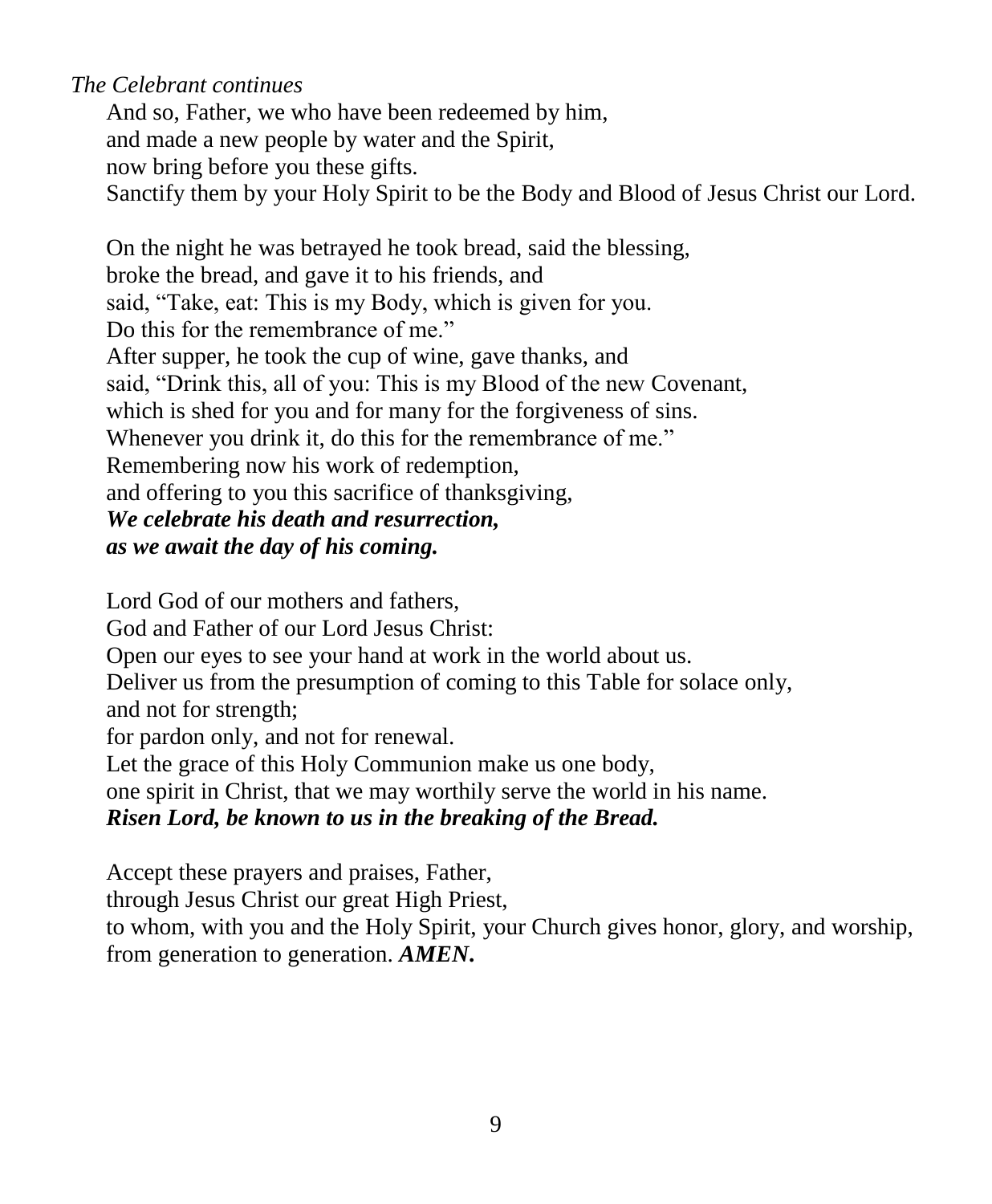*The Celebrant continues*

And so, Father, we who have been redeemed by him,
and made a new people by water and the Spirit,
now bring before you these gifts.
Sanctify them by your Holy Spirit to be the Body and Blood of Jesus Christ our Lord.

On the night he was betrayed he took bread, said the blessing,
broke the bread, and gave it to his friends, and
said, "Take, eat: This is my Body, which is given for you.
Do this for the remembrance of me."
After supper, he took the cup of wine, gave thanks, and
said, "Drink this, all of you: This is my Blood of the new Covenant,
which is shed for you and for many for the forgiveness of sins.
Whenever you drink it, do this for the remembrance of me."
Remembering now his work of redemption,
and offering to you this sacrifice of thanksgiving,
***We celebrate his death and resurrection,***
***as we await the day of his coming.***

Lord God of our mothers and fathers,
God and Father of our Lord Jesus Christ:
Open our eyes to see your hand at work in the world about us.
Deliver us from the presumption of coming to this Table for solace only,
and not for strength;
for pardon only, and not for renewal.
Let the grace of this Holy Communion make us one body,
one spirit in Christ, that we may worthily serve the world in his name.
***Risen Lord, be known to us in the breaking of the Bread.***

Accept these prayers and praises, Father,
through Jesus Christ our great High Priest,
to whom, with you and the Holy Spirit, your Church gives honor, glory, and worship,
from generation to generation. ***AMEN.***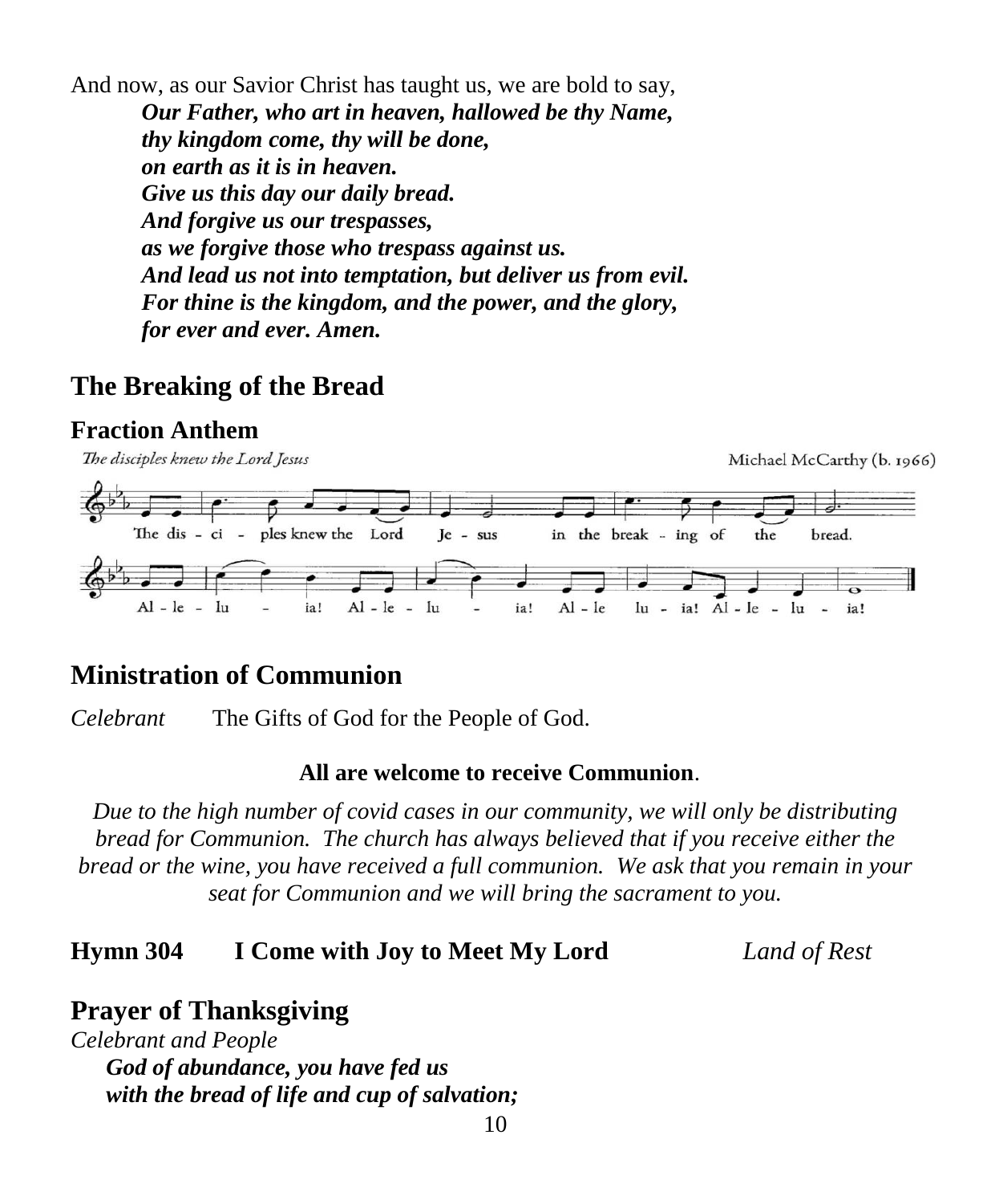And now, as our Savior Christ has taught us, we are bold to say,

***Our Father, who art in heaven, hallowed be thy Name,***
***thy kingdom come, thy will be done,***
***on earth as it is in heaven.***
***Give us this day our daily bread.***
***And forgive us our trespasses,***
***as we forgive those who trespass against us.***
***And lead us not into temptation, but deliver us from evil.***
***For thine is the kingdom, and the power, and the glory,***
***for ever and ever. Amen.***

## The Breaking of the Bread

### Fraction Anthem

*The disciples knew the Lord Jesus* — Michael McCarthy (b. 1966)

The dis - ci - ples knew the Lord Je - sus in the break - ing of the bread.
Al - le - lu - ia! Al - le - lu - ia! Al - le lu - ia! Al - le - lu - ia!

## Ministration of Communion

*Celebrant* The Gifts of God for the People of God.

**All are welcome to receive Communion**.

*Due to the high number of covid cases in our community, we will only be distributing bread for Communion. The church has always believed that if you receive either the bread or the wine, you have received a full communion. We ask that you remain in your seat for Communion and we will bring the sacrament to you.*

**Hymn 304 I Come with Joy to Meet My Lord** *Land of Rest*

## Prayer of Thanksgiving

*Celebrant and People*

***God of abundance, you have fed us***
***with the bread of life and cup of salvation;***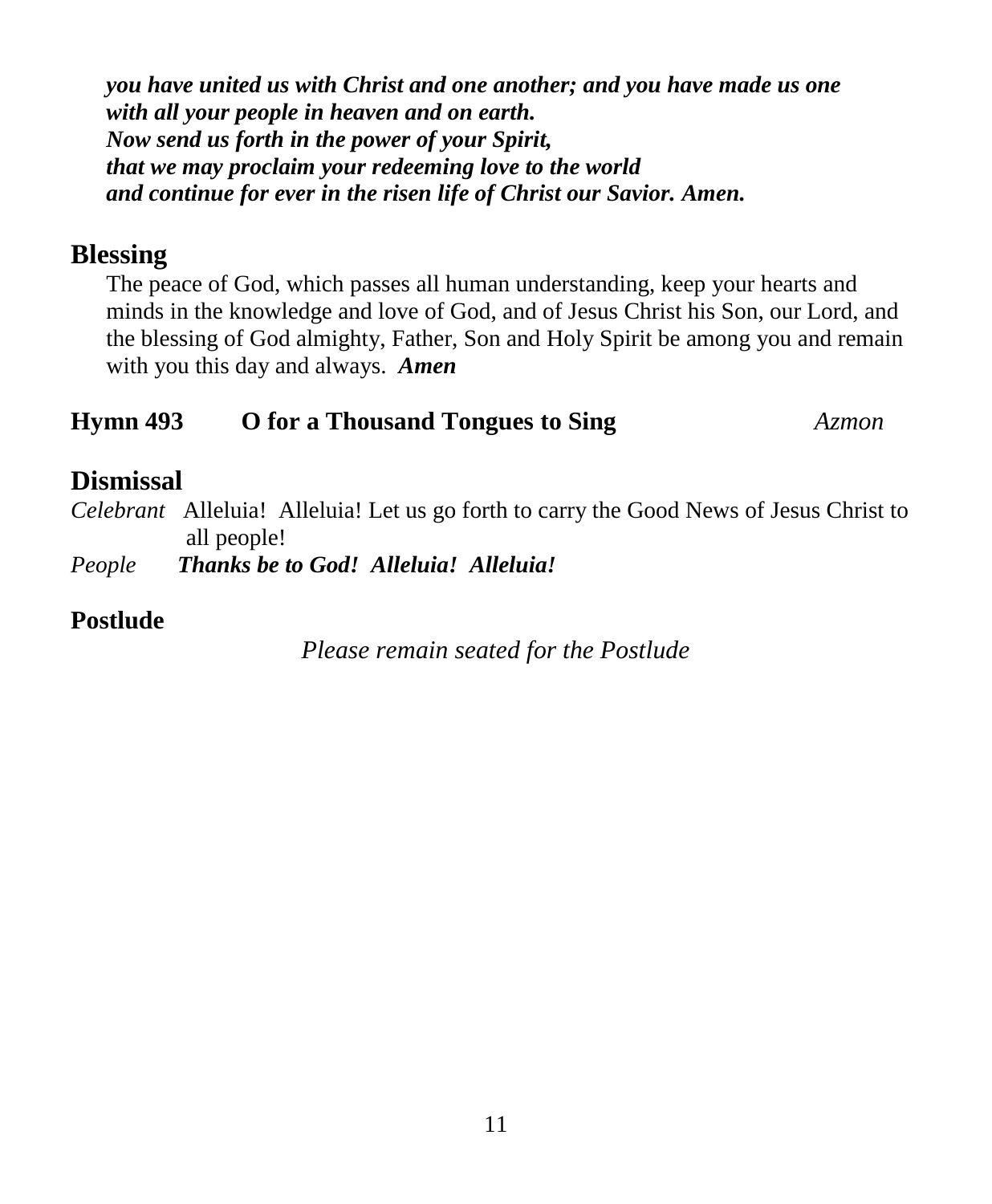***you have united us with Christ and one another; and you have made us one with all your people in heaven and on earth.***
***Now send us forth in the power of your Spirit,***
***that we may proclaim your redeeming love to the world***
***and continue for ever in the risen life of Christ our Savior. Amen.***

## Blessing

The peace of God, which passes all human understanding, keep your hearts and minds in the knowledge and love of God, and of Jesus Christ his Son, our Lord, and the blessing of God almighty, Father, Son and Holy Spirit be among you and remain with you this day and always. ***Amen***

## Hymn 493 O for a Thousand Tongues to Sing *Azmon*

## Dismissal

*Celebrant* Alleluia! Alleluia! Let us go forth to carry the Good News of Jesus Christ to all people!

*People* ***Thanks be to God! Alleluia! Alleluia!***

## Postlude

*Please remain seated for the Postlude*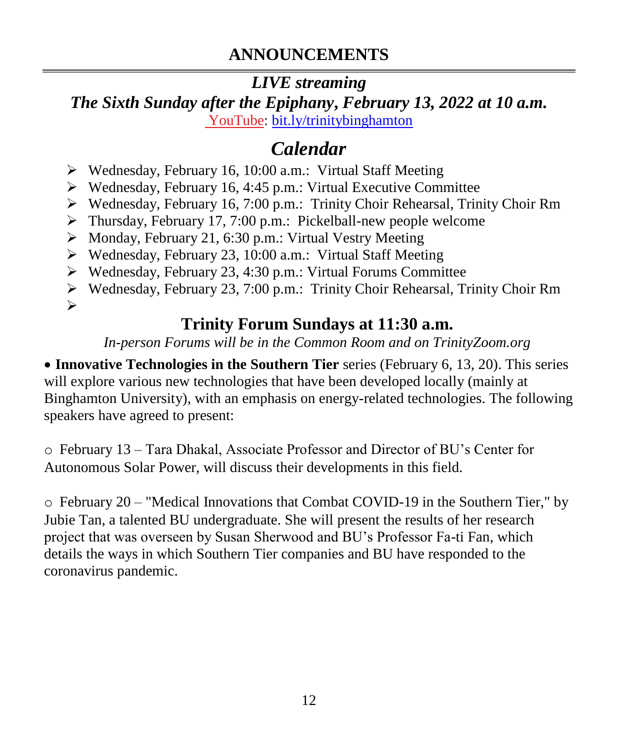# ANNOUNCEMENTS

## *LIVE streaming*

## *The Sixth Sunday after the Epiphany, February 13, 2022 at 10 a.m.*

YouTube: bit.ly/trinitybinghamton

## *Calendar*

- Wednesday, February 16, 10:00 a.m.: Virtual Staff Meeting
- Wednesday, February 16, 4:45 p.m.: Virtual Executive Committee
- Wednesday, February 16, 7:00 p.m.: Trinity Choir Rehearsal, Trinity Choir Rm
- Thursday, February 17, 7:00 p.m.: Pickelball-new people welcome
- Monday, February 21, 6:30 p.m.: Virtual Vestry Meeting
- Wednesday, February 23, 10:00 a.m.: Virtual Staff Meeting
- Wednesday, February 23, 4:30 p.m.: Virtual Forums Committee
- Wednesday, February 23, 7:00 p.m.: Trinity Choir Rehearsal, Trinity Choir Rm

## Trinity Forum Sundays at 11:30 a.m.

*In-person Forums will be in the Common Room and on TrinityZoom.org*

- **Innovative Technologies in the Southern Tier** series (February 6, 13, 20). This series will explore various new technologies that have been developed locally (mainly at Binghamton University), with an emphasis on energy-related technologies. The following speakers have agreed to present:

  - February 13 – Tara Dhakal, Associate Professor and Director of BU's Center for Autonomous Solar Power, will discuss their developments in this field.

  - February 20 – "Medical Innovations that Combat COVID-19 in the Southern Tier," by Jubie Tan, a talented BU undergraduate. She will present the results of her research project that was overseen by Susan Sherwood and BU's Professor Fa-ti Fan, which details the ways in which Southern Tier companies and BU have responded to the coronavirus pandemic.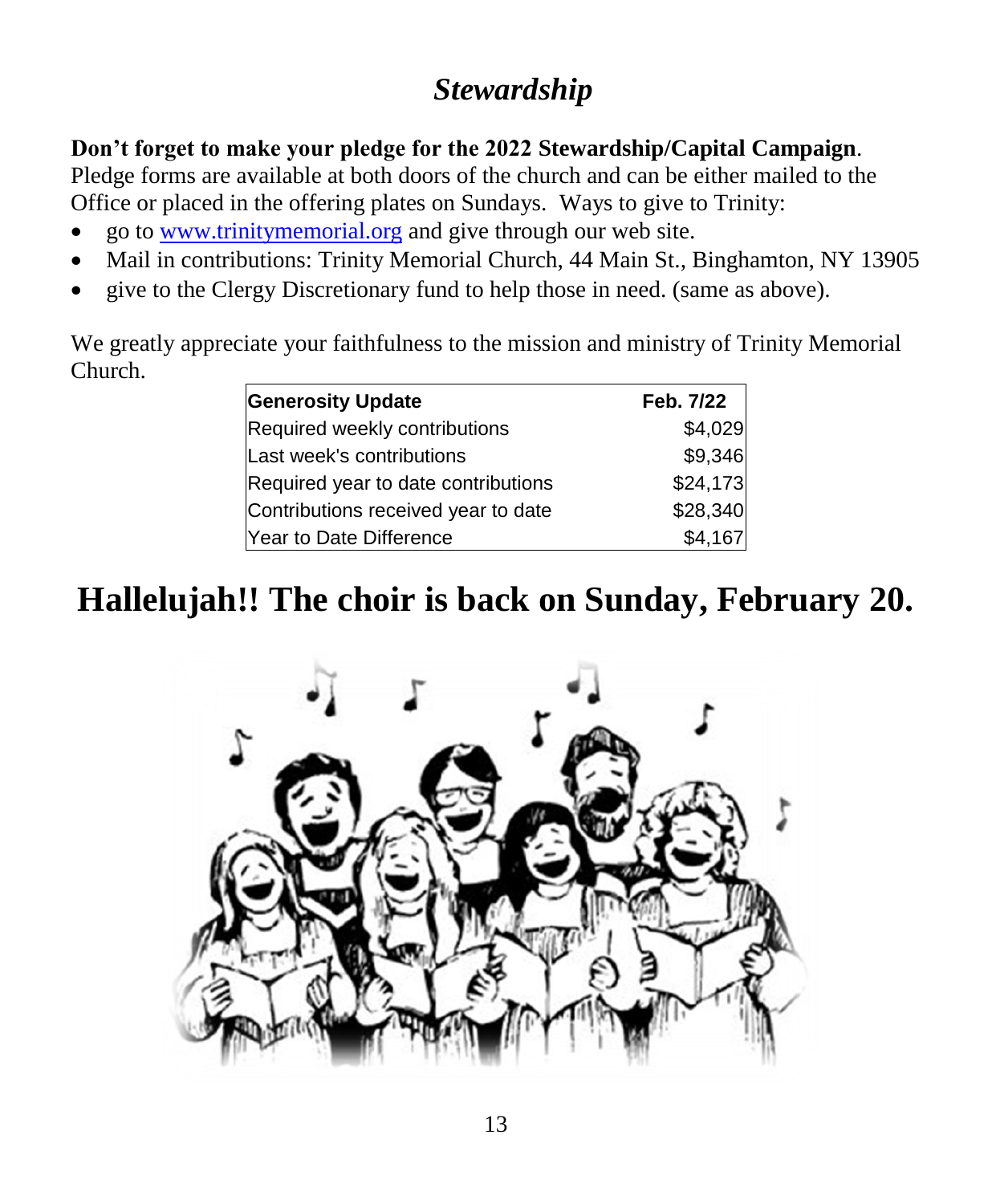# *Stewardship*

**Don't forget to make your pledge for the 2022 Stewardship/Capital Campaign**. Pledge forms are available at both doors of the church and can be either mailed to the Office or placed in the offering plates on Sundays. Ways to give to Trinity:

- go to www.trinitymemorial.org and give through our web site.
- Mail in contributions: Trinity Memorial Church, 44 Main St., Binghamton, NY 13905
- give to the Clergy Discretionary fund to help those in need. (same as above).

We greatly appreciate your faithfulness to the mission and ministry of Trinity Memorial Church.

| **Generosity Update** | **Feb. 7/22** |
|---|---|
| Required weekly contributions | $4,029 |
| Last week's contributions | $9,346 |
| Required year to date contributions | $24,173 |
| Contributions received year to date | $28,340 |
| Year to Date Difference | $4,167 |

# Hallelujah!! The choir is back on Sunday, February 20.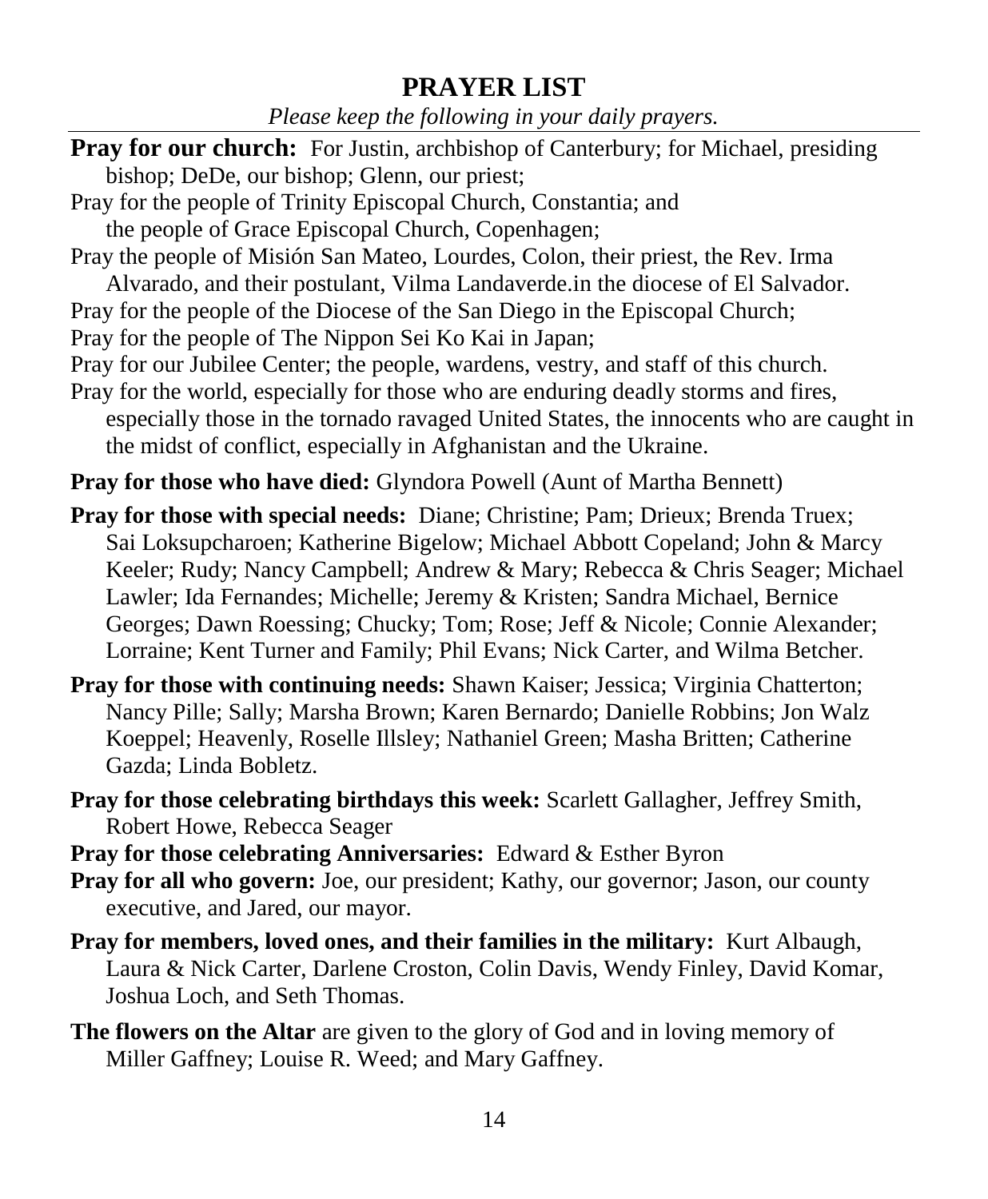# PRAYER LIST

*Please keep the following in your daily prayers.*

---

**Pray for our church:** For Justin, archbishop of Canterbury; for Michael, presiding bishop; DeDe, our bishop; Glenn, our priest;

Pray for the people of Trinity Episcopal Church, Constantia; and the people of Grace Episcopal Church, Copenhagen;

Pray the people of Misión San Mateo, Lourdes, Colon, their priest, the Rev. Irma Alvarado, and their postulant, Vilma Landaverde.in the diocese of El Salvador.

Pray for the people of the Diocese of the San Diego in the Episcopal Church;

Pray for the people of The Nippon Sei Ko Kai in Japan;

Pray for our Jubilee Center; the people, wardens, vestry, and staff of this church.

Pray for the world, especially for those who are enduring deadly storms and fires, especially those in the tornado ravaged United States, the innocents who are caught in the midst of conflict, especially in Afghanistan and the Ukraine.

**Pray for those who have died:** Glyndora Powell (Aunt of Martha Bennett)

**Pray for those with special needs:** Diane; Christine; Pam; Drieux; Brenda Truex; Sai Loksupcharoen; Katherine Bigelow; Michael Abbott Copeland; John & Marcy Keeler; Rudy; Nancy Campbell; Andrew & Mary; Rebecca & Chris Seager; Michael Lawler; Ida Fernandes; Michelle; Jeremy & Kristen; Sandra Michael, Bernice Georges; Dawn Roessing; Chucky; Tom; Rose; Jeff & Nicole; Connie Alexander; Lorraine; Kent Turner and Family; Phil Evans; Nick Carter, and Wilma Betcher.

**Pray for those with continuing needs:** Shawn Kaiser; Jessica; Virginia Chatterton; Nancy Pille; Sally; Marsha Brown; Karen Bernardo; Danielle Robbins; Jon Walz Koeppel; Heavenly, Roselle Illsley; Nathaniel Green; Masha Britten; Catherine Gazda; Linda Bobletz.

**Pray for those celebrating birthdays this week:** Scarlett Gallagher, Jeffrey Smith, Robert Howe, Rebecca Seager

**Pray for those celebrating Anniversaries:** Edward & Esther Byron

**Pray for all who govern:** Joe, our president; Kathy, our governor; Jason, our county executive, and Jared, our mayor.

**Pray for members, loved ones, and their families in the military:** Kurt Albaugh, Laura & Nick Carter, Darlene Croston, Colin Davis, Wendy Finley, David Komar, Joshua Loch, and Seth Thomas.

**The flowers on the Altar** are given to the glory of God and in loving memory of Miller Gaffney; Louise R. Weed; and Mary Gaffney.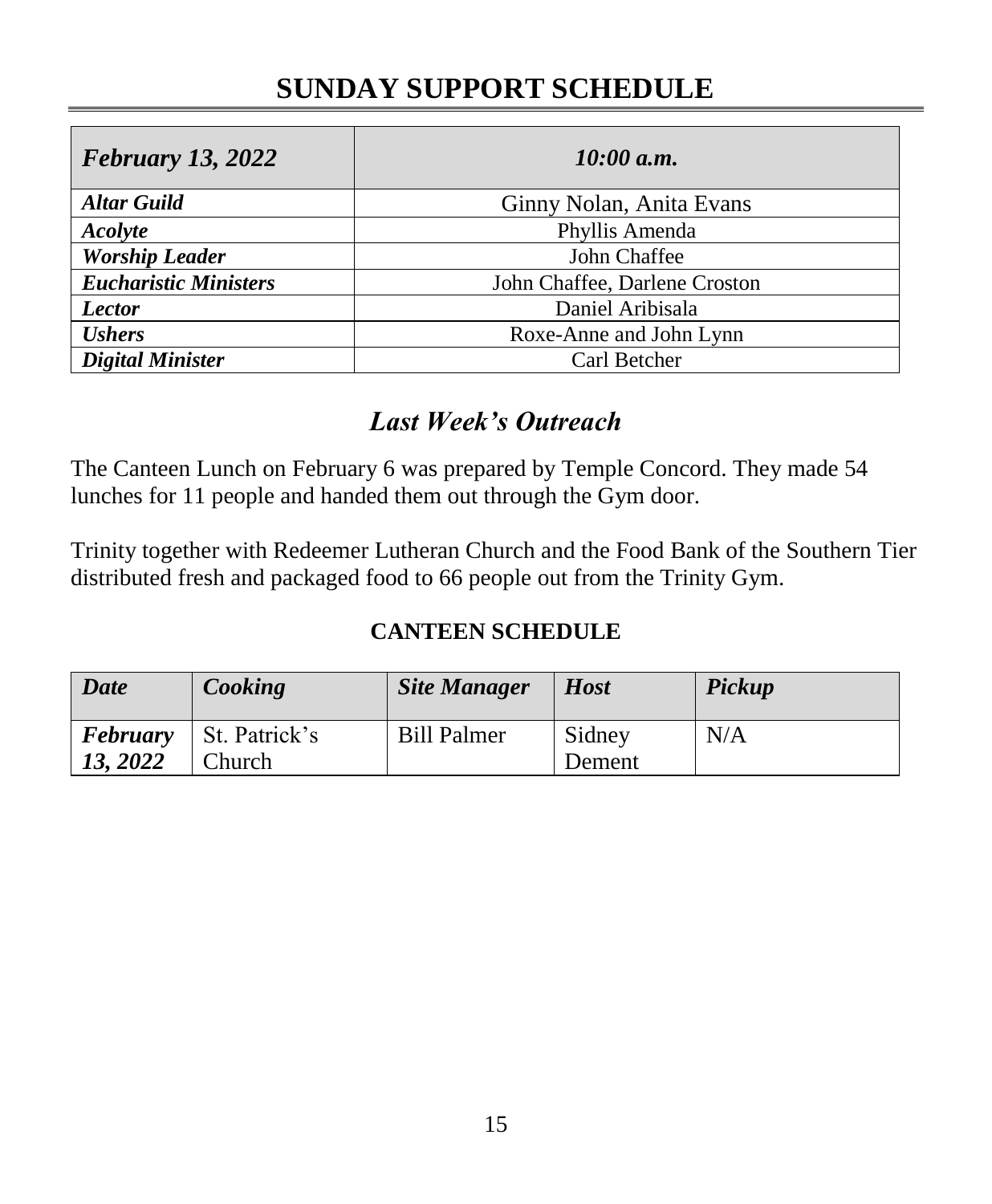# SUNDAY SUPPORT SCHEDULE

| *February 13, 2022* | *10:00 a.m.* |
|---|---|
| ***Altar Guild*** | Ginny Nolan, Anita Evans |
| ***Acolyte*** | Phyllis Amenda |
| ***Worship Leader*** | John Chaffee |
| ***Eucharistic Ministers*** | John Chaffee, Darlene Croston |
| ***Lector*** | Daniel Aribisala |
| ***Ushers*** | Roxe-Anne and John Lynn |
| ***Digital Minister*** | Carl Betcher |

## *Last Week's Outreach*

The Canteen Lunch on February 6 was prepared by Temple Concord. They made 54 lunches for 11 people and handed them out through the Gym door.

Trinity together with Redeemer Lutheran Church and the Food Bank of the Southern Tier distributed fresh and packaged food to 66 people out from the Trinity Gym.

### CANTEEN SCHEDULE

| *Date* | *Cooking* | *Site Manager* | *Host* | *Pickup* |
|---|---|---|---|---|
| ***February 13, 2022*** | St. Patrick's Church | Bill Palmer | Sidney Dement | N/A |